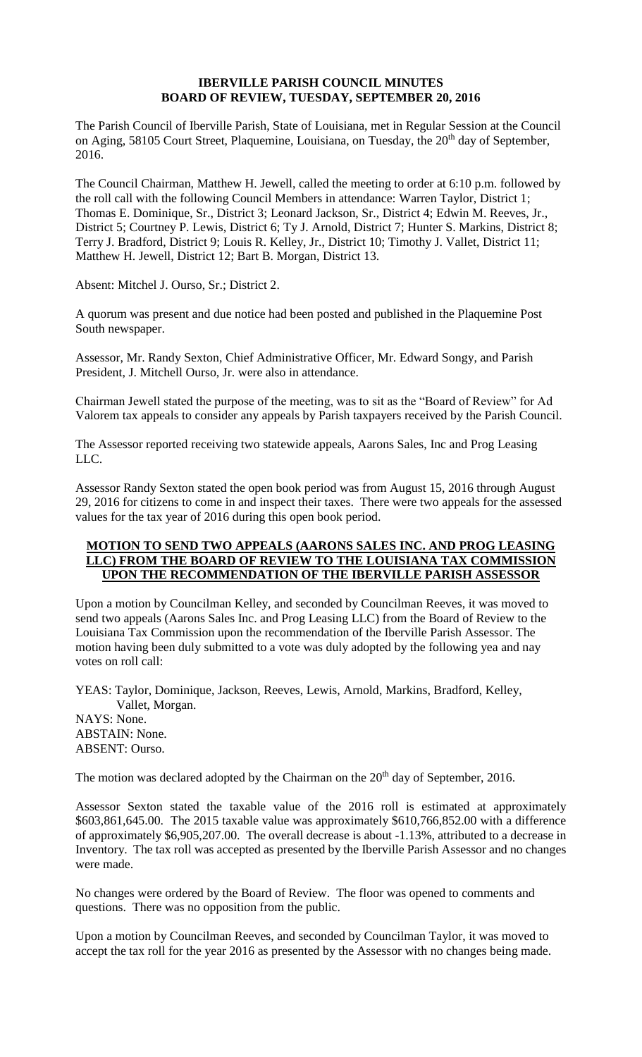# IBERVILLE PARISH COUNCIL MINUTES
## BOARD OF REVIEW, TUESDAY, SEPTEMBER 20, 2016

The Parish Council of Iberville Parish, State of Louisiana, met in Regular Session at the Council on Aging, 58105 Court Street, Plaquemine, Louisiana, on Tuesday, the 20th day of September, 2016.

The Council Chairman, Matthew H. Jewell, called the meeting to order at 6:10 p.m. followed by the roll call with the following Council Members in attendance: Warren Taylor, District 1; Thomas E. Dominique, Sr., District 3; Leonard Jackson, Sr., District 4; Edwin M. Reeves, Jr., District 5; Courtney P. Lewis, District 6; Ty J. Arnold, District 7; Hunter S. Markins, District 8; Terry J. Bradford, District 9; Louis R. Kelley, Jr., District 10; Timothy J. Vallet, District 11; Matthew H. Jewell, District 12; Bart B. Morgan, District 13.

Absent: Mitchel J. Ourso, Sr.; District 2.

A quorum was present and due notice had been posted and published in the Plaquemine Post South newspaper.

Assessor, Mr. Randy Sexton, Chief Administrative Officer, Mr. Edward Songy, and Parish President, J. Mitchell Ourso, Jr. were also in attendance.

Chairman Jewell stated the purpose of the meeting, was to sit as the "Board of Review" for Ad Valorem tax appeals to consider any appeals by Parish taxpayers received by the Parish Council.

The Assessor reported receiving two statewide appeals, Aarons Sales, Inc and Prog Leasing LLC.

Assessor Randy Sexton stated the open book period was from August 15, 2016 through August 29, 2016 for citizens to come in and inspect their taxes. There were two appeals for the assessed values for the tax year of 2016 during this open book period.

**MOTION TO SEND TWO APPEALS (AARONS SALES INC. AND PROG LEASING LLC) FROM THE BOARD OF REVIEW TO THE LOUISIANA TAX COMMISSION UPON THE RECOMMENDATION OF THE IBERVILLE PARISH ASSESSOR**

Upon a motion by Councilman Kelley, and seconded by Councilman Reeves, it was moved to send two appeals (Aarons Sales Inc. and Prog Leasing LLC) from the Board of Review to the Louisiana Tax Commission upon the recommendation of the Iberville Parish Assessor. The motion having been duly submitted to a vote was duly adopted by the following yea and nay votes on roll call:

YEAS: Taylor, Dominique, Jackson, Reeves, Lewis, Arnold, Markins, Bradford, Kelley, Vallet, Morgan.
NAYS: None.
ABSTAIN: None.
ABSENT: Ourso.

The motion was declared adopted by the Chairman on the 20th day of September, 2016.

Assessor Sexton stated the taxable value of the 2016 roll is estimated at approximately \$603,861,645.00. The 2015 taxable value was approximately \$610,766,852.00 with a difference of approximately \$6,905,207.00. The overall decrease is about -1.13%, attributed to a decrease in Inventory. The tax roll was accepted as presented by the Iberville Parish Assessor and no changes were made.

No changes were ordered by the Board of Review. The floor was opened to comments and questions. There was no opposition from the public.

Upon a motion by Councilman Reeves, and seconded by Councilman Taylor, it was moved to accept the tax roll for the year 2016 as presented by the Assessor with no changes being made.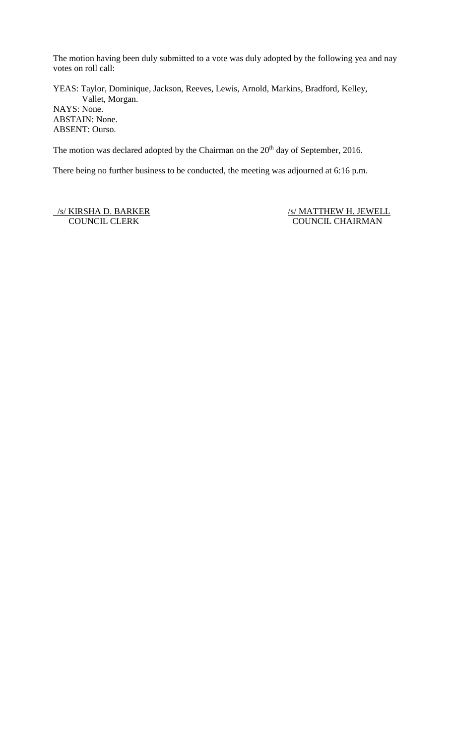The motion having been duly submitted to a vote was duly adopted by the following yea and nay votes on roll call:

YEAS: Taylor, Dominique, Jackson, Reeves, Lewis, Arnold, Markins, Bradford, Kelley, Vallet, Morgan.
NAYS: None.
ABSTAIN: None.
ABSENT: Ourso.

The motion was declared adopted by the Chairman on the 20th day of September, 2016.

There being no further business to be conducted, the meeting was adjourned at 6:16 p.m.

| | |
|---|---|
| /s/ KIRSHA D. BARKER | /s/ MATTHEW H. JEWELL |
| COUNCIL CLERK | COUNCIL CHAIRMAN |